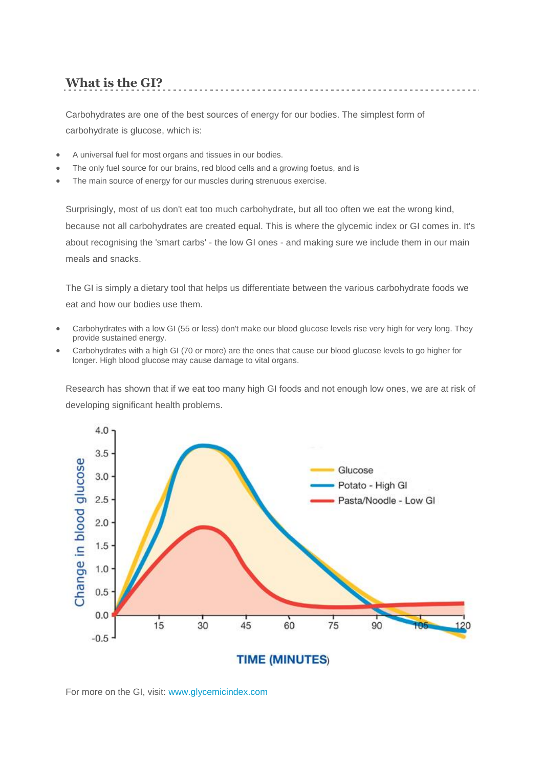## What is the GI?

Carbohydrates are one of the best sources of energy for our bodies. The simplest form of carbohydrate is glucose, which is:

- A universal fuel for most organs and tissues in our bodies.
- The only fuel source for our brains, red blood cells and a growing foetus, and is
- The main source of energy for our muscles during strenuous exercise.

Surprisingly, most of us don't eat too much carbohydrate, but all too often we eat the wrong kind, because not all carbohydrates are created equal. This is where the glycemic index or GI comes in. It's about recognising the 'smart carbs' - the low GI ones - and making sure we include them in our main meals and snacks.

The GI is simply a dietary tool that helps us differentiate between the various carbohydrate foods we eat and how our bodies use them.

- Carbohydrates with a low GI (55 or less) don't make our blood glucose levels rise very high for very long. They provide sustained energy.
- Carbohydrates with a high GI (70 or more) are the ones that cause our blood glucose levels to go higher for longer. High blood glucose may cause damage to vital organs.

Research has shown that if we eat too many high GI foods and not enough low ones, we are at risk of developing significant health problems.

For more on the GI, visit: www.glycemicindex.com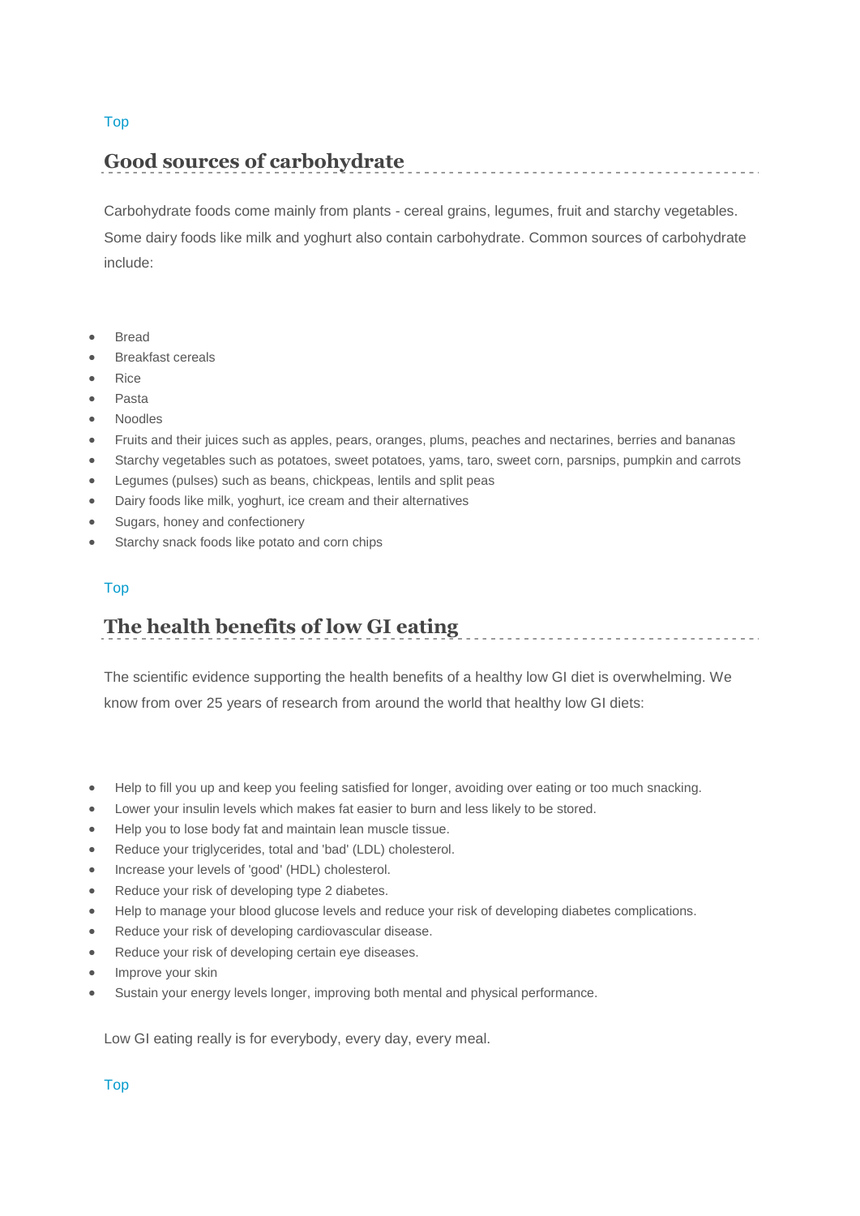Top

## Good sources of carbohydrate

Carbohydrate foods come mainly from plants - cereal grains, legumes, fruit and starchy vegetables. Some dairy foods like milk and yoghurt also contain carbohydrate. Common sources of carbohydrate include:

- Bread
- Breakfast cereals
- Rice
- Pasta
- Noodles
- Fruits and their juices such as apples, pears, oranges, plums, peaches and nectarines, berries and bananas
- Starchy vegetables such as potatoes, sweet potatoes, yams, taro, sweet corn, parsnips, pumpkin and carrots
- Legumes (pulses) such as beans, chickpeas, lentils and split peas
- Dairy foods like milk, yoghurt, ice cream and their alternatives
- Sugars, honey and confectionery
- Starchy snack foods like potato and corn chips

Top

## The health benefits of low GI eating

The scientific evidence supporting the health benefits of a healthy low GI diet is overwhelming. We know from over 25 years of research from around the world that healthy low GI diets:

- Help to fill you up and keep you feeling satisfied for longer, avoiding over eating or too much snacking.
- Lower your insulin levels which makes fat easier to burn and less likely to be stored.
- Help you to lose body fat and maintain lean muscle tissue.
- Reduce your triglycerides, total and 'bad' (LDL) cholesterol.
- Increase your levels of 'good' (HDL) cholesterol.
- Reduce your risk of developing type 2 diabetes.
- Help to manage your blood glucose levels and reduce your risk of developing diabetes complications.
- Reduce your risk of developing cardiovascular disease.
- Reduce your risk of developing certain eye diseases.
- Improve your skin
- Sustain your energy levels longer, improving both mental and physical performance.

Low GI eating really is for everybody, every day, every meal.

Top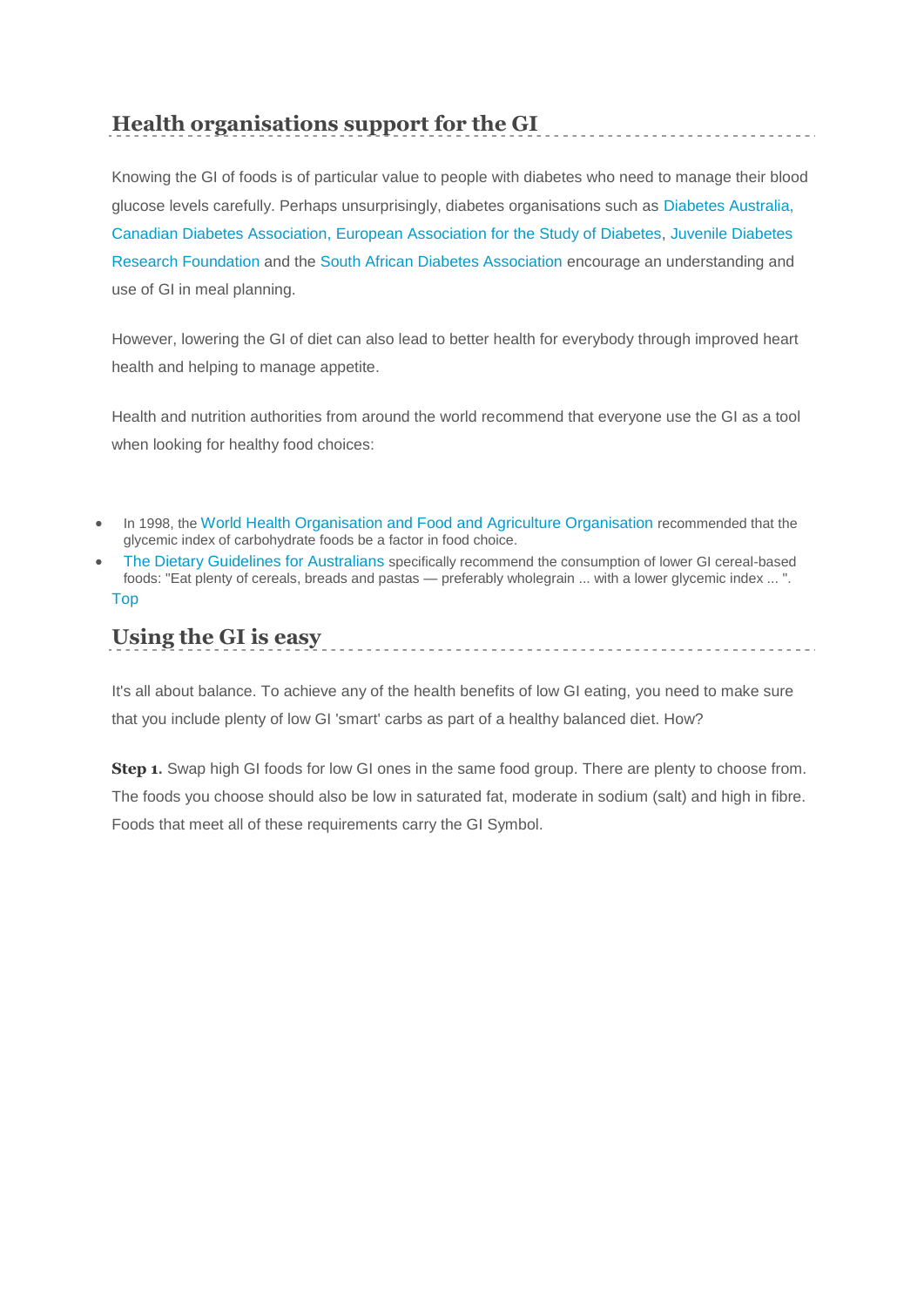## Health organisations support for the GI

Knowing the GI of foods is of particular value to people with diabetes who need to manage their blood glucose levels carefully. Perhaps unsurprisingly, diabetes organisations such as Diabetes Australia, Canadian Diabetes Association, European Association for the Study of Diabetes, Juvenile Diabetes Research Foundation and the South African Diabetes Association encourage an understanding and use of GI in meal planning.

However, lowering the GI of diet can also lead to better health for everybody through improved heart health and helping to manage appetite.

Health and nutrition authorities from around the world recommend that everyone use the GI as a tool when looking for healthy food choices:

- In 1998, the World Health Organisation and Food and Agriculture Organisation recommended that the glycemic index of carbohydrate foods be a factor in food choice.
- The Dietary Guidelines for Australians specifically recommend the consumption of lower GI cereal-based foods: "Eat plenty of cereals, breads and pastas — preferably wholegrain ... with a lower glycemic index ... ".

Top

## Using the GI is easy

It's all about balance. To achieve any of the health benefits of low GI eating, you need to make sure that you include plenty of low GI 'smart' carbs as part of a healthy balanced diet. How?

**Step 1.** Swap high GI foods for low GI ones in the same food group. There are plenty to choose from. The foods you choose should also be low in saturated fat, moderate in sodium (salt) and high in fibre. Foods that meet all of these requirements carry the GI Symbol.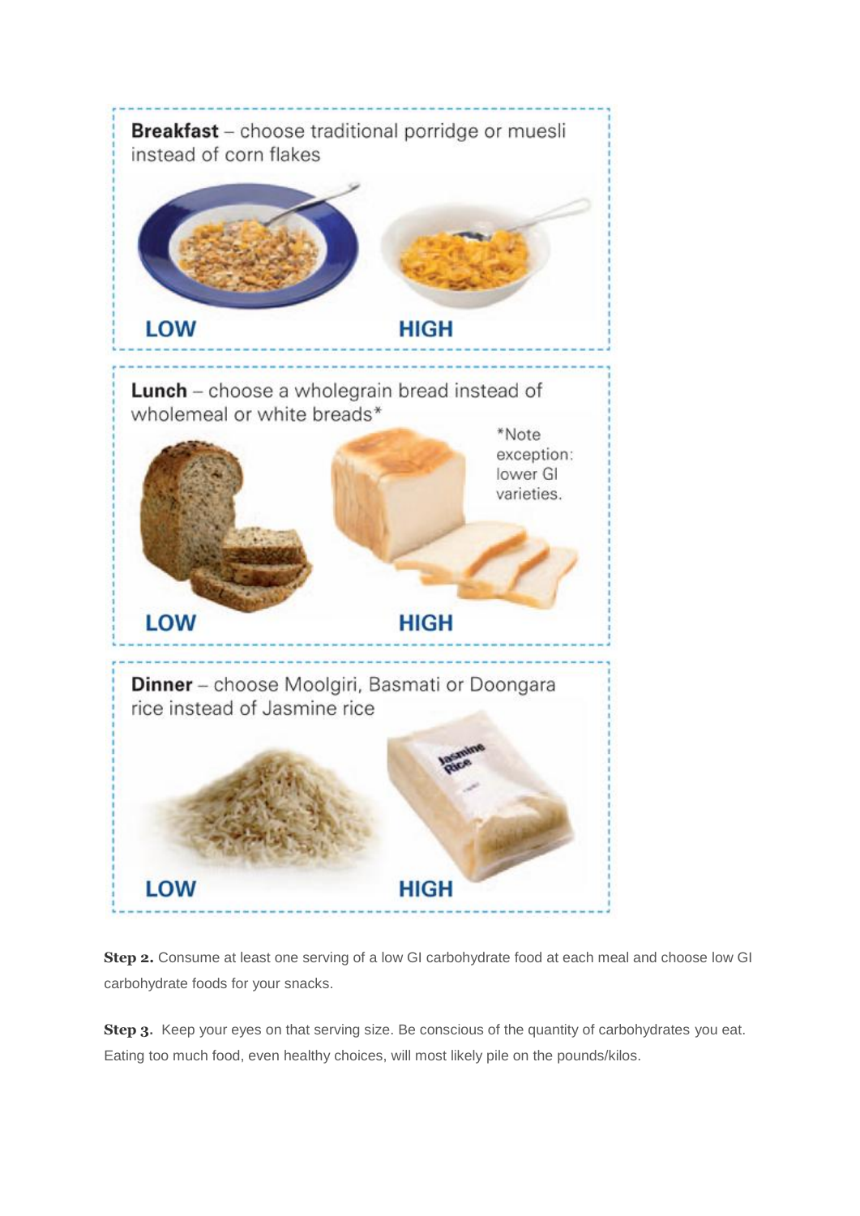**Breakfast** – choose traditional porridge or muesli instead of corn flakes

LOW HIGH

**Lunch** – choose a wholegrain bread instead of wholemeal or white breads*

*Note exception: lower GI varieties.

LOW HIGH

**Dinner** – choose Moolgiri, Basmati or Doongara rice instead of Jasmine rice

LOW HIGH

**Step 2.** Consume at least one serving of a low GI carbohydrate food at each meal and choose low GI carbohydrate foods for your snacks.

**Step 3.** Keep your eyes on that serving size. Be conscious of the quantity of carbohydrates you eat. Eating too much food, even healthy choices, will most likely pile on the pounds/kilos.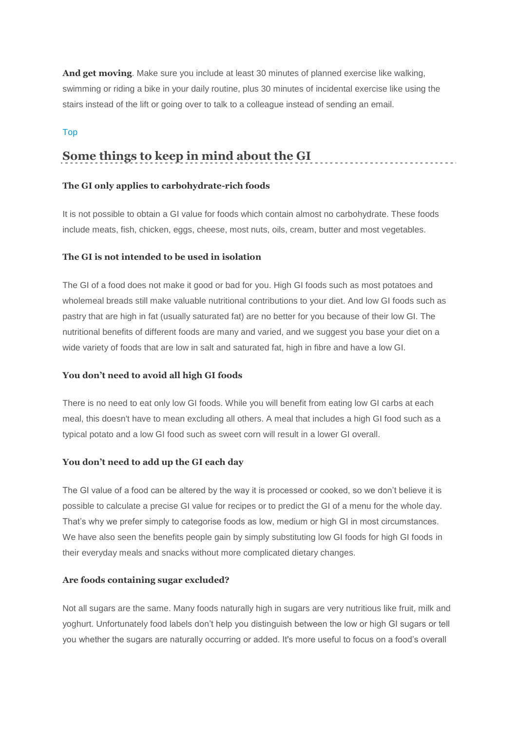**And get moving**. Make sure you include at least 30 minutes of planned exercise like walking, swimming or riding a bike in your daily routine, plus 30 minutes of incidental exercise like using the stairs instead of the lift or going over to talk to a colleague instead of sending an email.

Top

## Some things to keep in mind about the GI

### The GI only applies to carbohydrate-rich foods

It is not possible to obtain a GI value for foods which contain almost no carbohydrate. These foods include meats, fish, chicken, eggs, cheese, most nuts, oils, cream, butter and most vegetables.

### The GI is not intended to be used in isolation

The GI of a food does not make it good or bad for you. High GI foods such as most potatoes and wholemeal breads still make valuable nutritional contributions to your diet. And low GI foods such as pastry that are high in fat (usually saturated fat) are no better for you because of their low GI. The nutritional benefits of different foods are many and varied, and we suggest you base your diet on a wide variety of foods that are low in salt and saturated fat, high in fibre and have a low GI.

### You don't need to avoid all high GI foods

There is no need to eat only low GI foods. While you will benefit from eating low GI carbs at each meal, this doesn't have to mean excluding all others. A meal that includes a high GI food such as a typical potato and a low GI food such as sweet corn will result in a lower GI overall.

### You don't need to add up the GI each day

The GI value of a food can be altered by the way it is processed or cooked, so we don't believe it is possible to calculate a precise GI value for recipes or to predict the GI of a menu for the whole day. That's why we prefer simply to categorise foods as low, medium or high GI in most circumstances. We have also seen the benefits people gain by simply substituting low GI foods for high GI foods in their everyday meals and snacks without more complicated dietary changes.

### Are foods containing sugar excluded?

Not all sugars are the same. Many foods naturally high in sugars are very nutritious like fruit, milk and yoghurt. Unfortunately food labels don't help you distinguish between the low or high GI sugars or tell you whether the sugars are naturally occurring or added. It's more useful to focus on a food's overall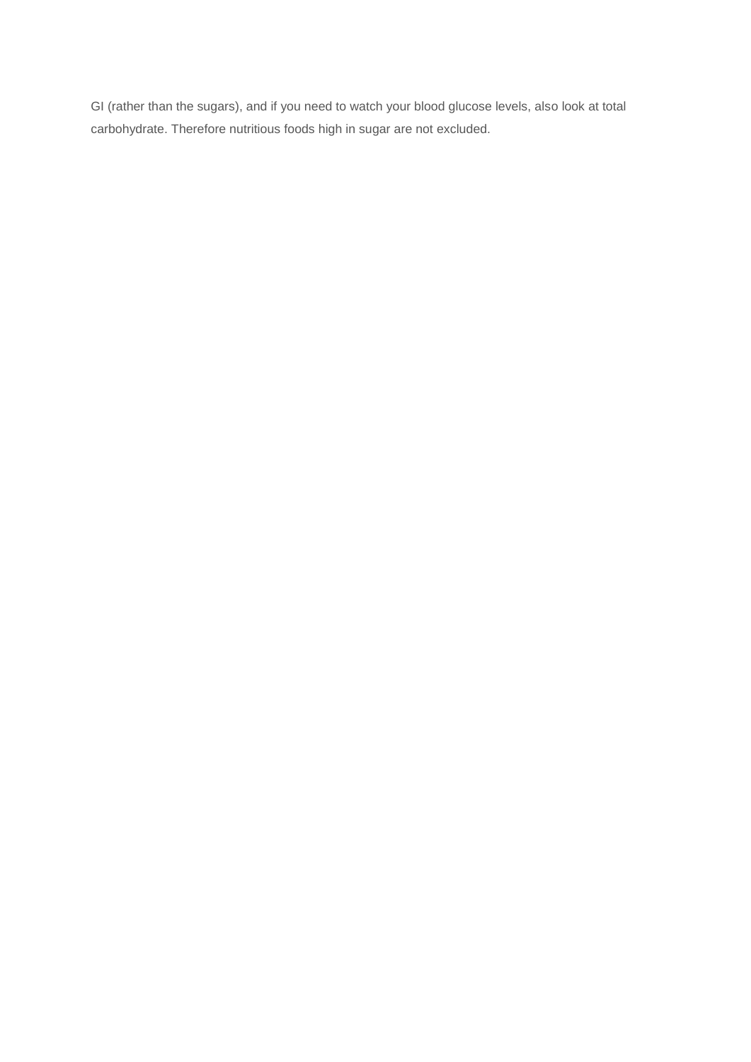GI (rather than the sugars), and if you need to watch your blood glucose levels, also look at total carbohydrate. Therefore nutritious foods high in sugar are not excluded.